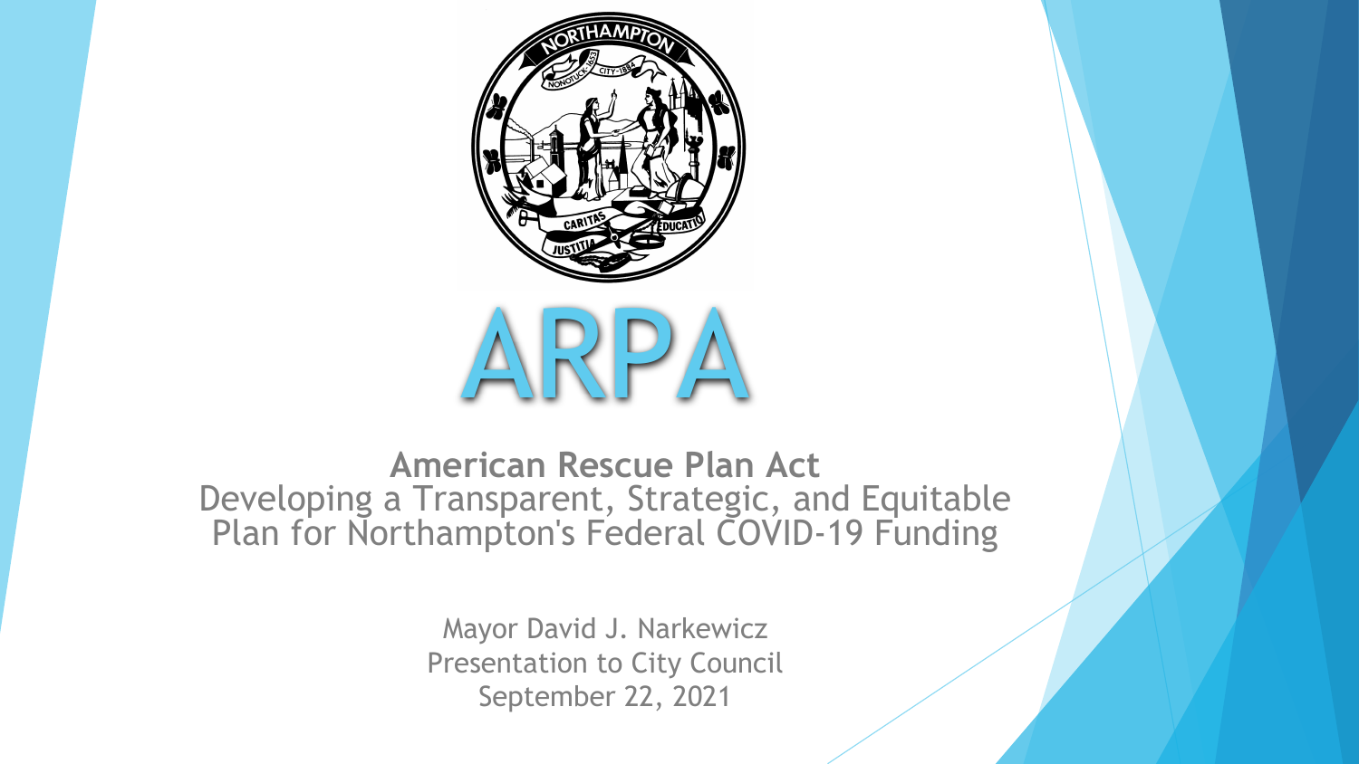# ARPA

**American Rescue Plan Act**

Developing a Transparent, Strategic, and Equitable Plan for Northampton's Federal COVID-19 Funding

Mayor David J. Narkewicz

Presentation to City Council

September 22, 2021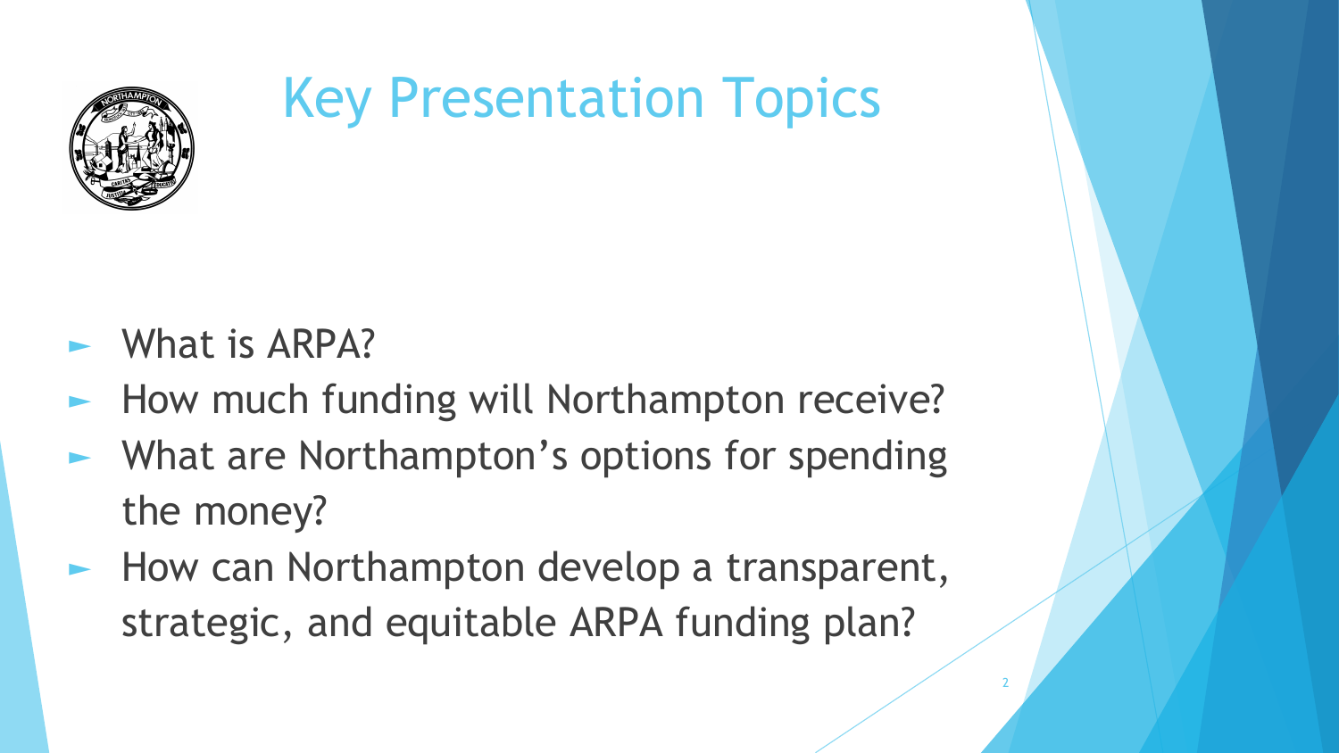# Key Presentation Topics

- What is ARPA?
- How much funding will Northampton receive?
- What are Northampton's options for spending the money?
- How can Northampton develop a transparent, strategic, and equitable ARPA funding plan?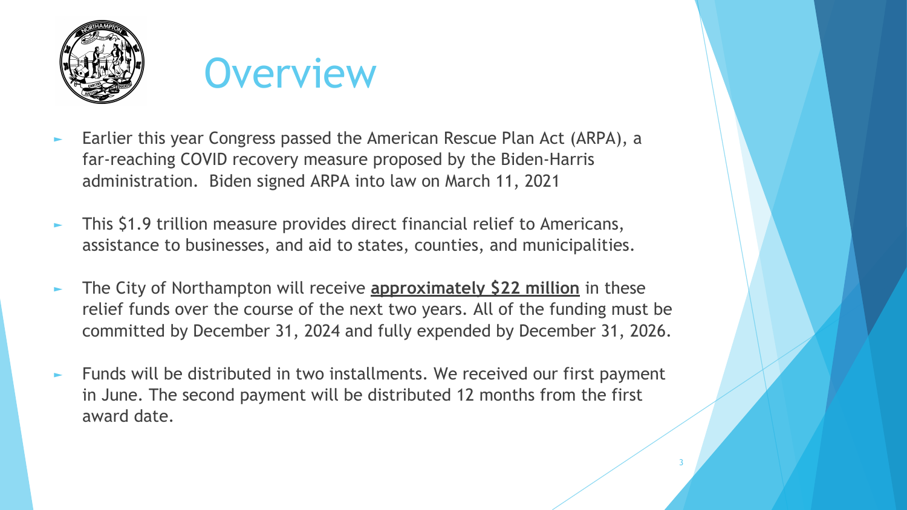# Overview

- Earlier this year Congress passed the American Rescue Plan Act (ARPA), a far-reaching COVID recovery measure proposed by the Biden-Harris administration. Biden signed ARPA into law on March 11, 2021
- This $1.9 trillion measure provides direct financial relief to Americans, assistance to businesses, and aid to states, counties, and municipalities.
- The City of Northampton will receive **approximately $22 million** in these relief funds over the course of the next two years. All of the funding must be committed by December 31, 2024 and fully expended by December 31, 2026.
- Funds will be distributed in two installments. We received our first payment in June. The second payment will be distributed 12 months from the first award date.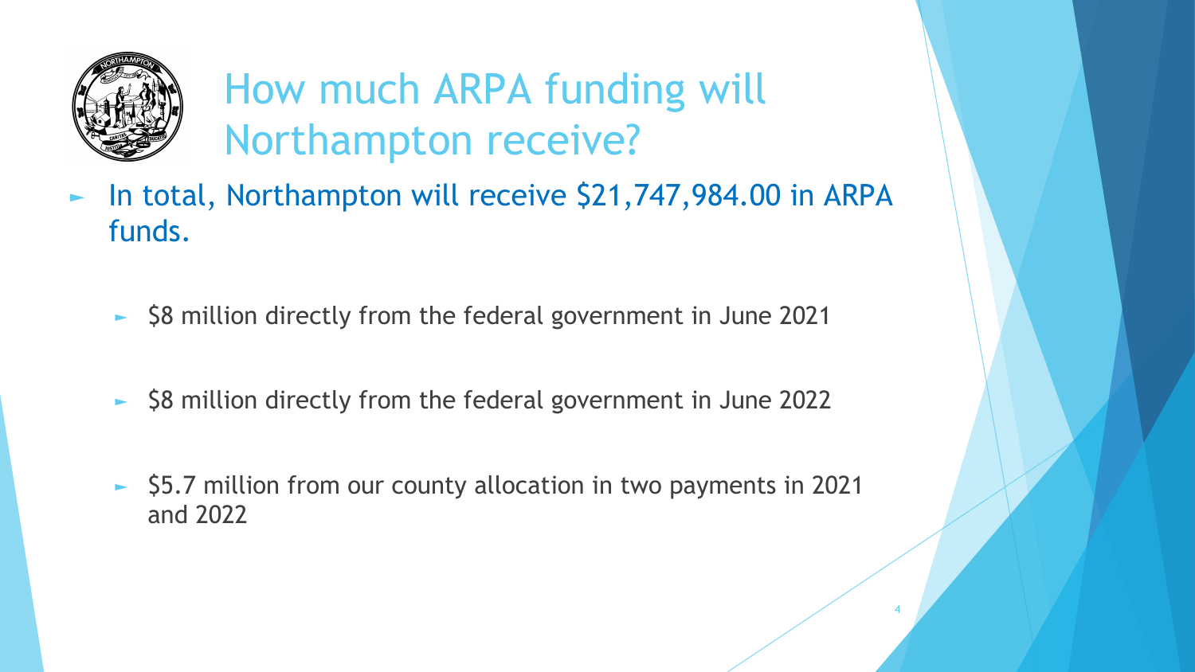# How much ARPA funding will Northampton receive?

- In total, Northampton will receive $21,747,984.00 in ARPA funds.
  - $8 million directly from the federal government in June 2021
  - $8 million directly from the federal government in June 2022
  - $5.7 million from our county allocation in two payments in 2021 and 2022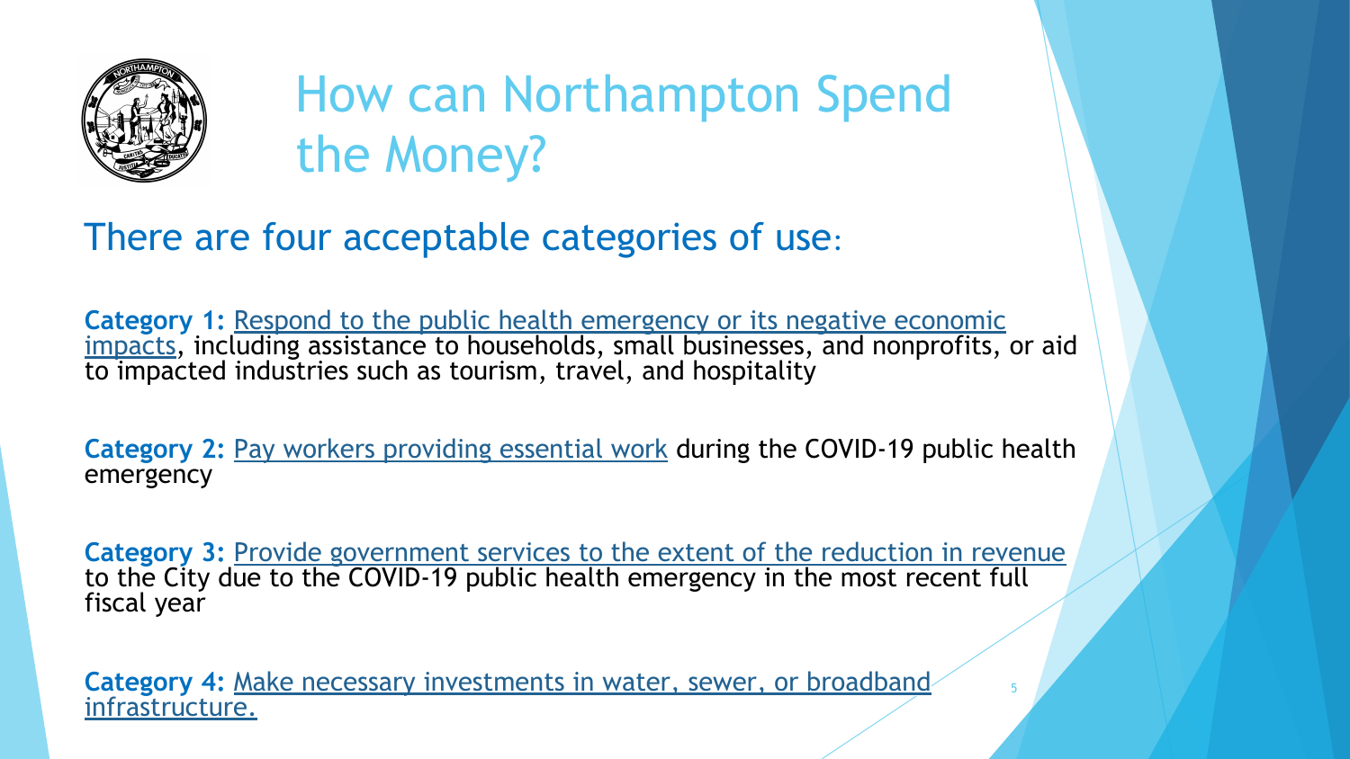# How can Northampton Spend the Money?

## There are four acceptable categories of use:

**Category 1:** Respond to the public health emergency or its negative economic impacts, including assistance to households, small businesses, and nonprofits, or aid to impacted industries such as tourism, travel, and hospitality

**Category 2:** Pay workers providing essential work during the COVID-19 public health emergency

**Category 3:** Provide government services to the extent of the reduction in revenue to the City due to the COVID-19 public health emergency in the most recent full fiscal year

**Category 4:** Make necessary investments in water, sewer, or broadband infrastructure.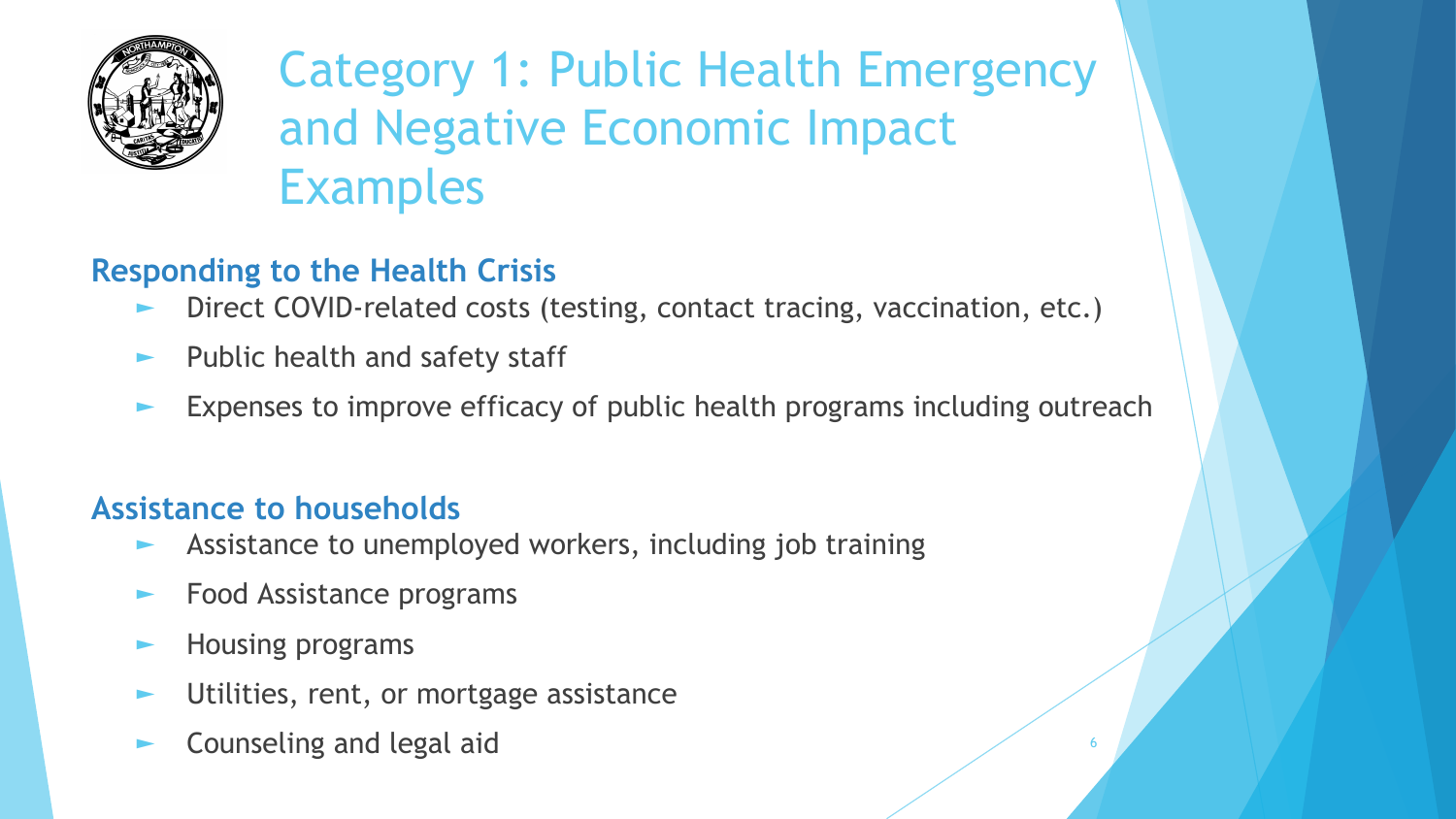# Category 1: Public Health Emergency and Negative Economic Impact Examples

## Responding to the Health Crisis

- Direct COVID-related costs (testing, contact tracing, vaccination, etc.)
- Public health and safety staff
- Expenses to improve efficacy of public health programs including outreach

## Assistance to households

- Assistance to unemployed workers, including job training
- Food Assistance programs
- Housing programs
- Utilities, rent, or mortgage assistance
- Counseling and legal aid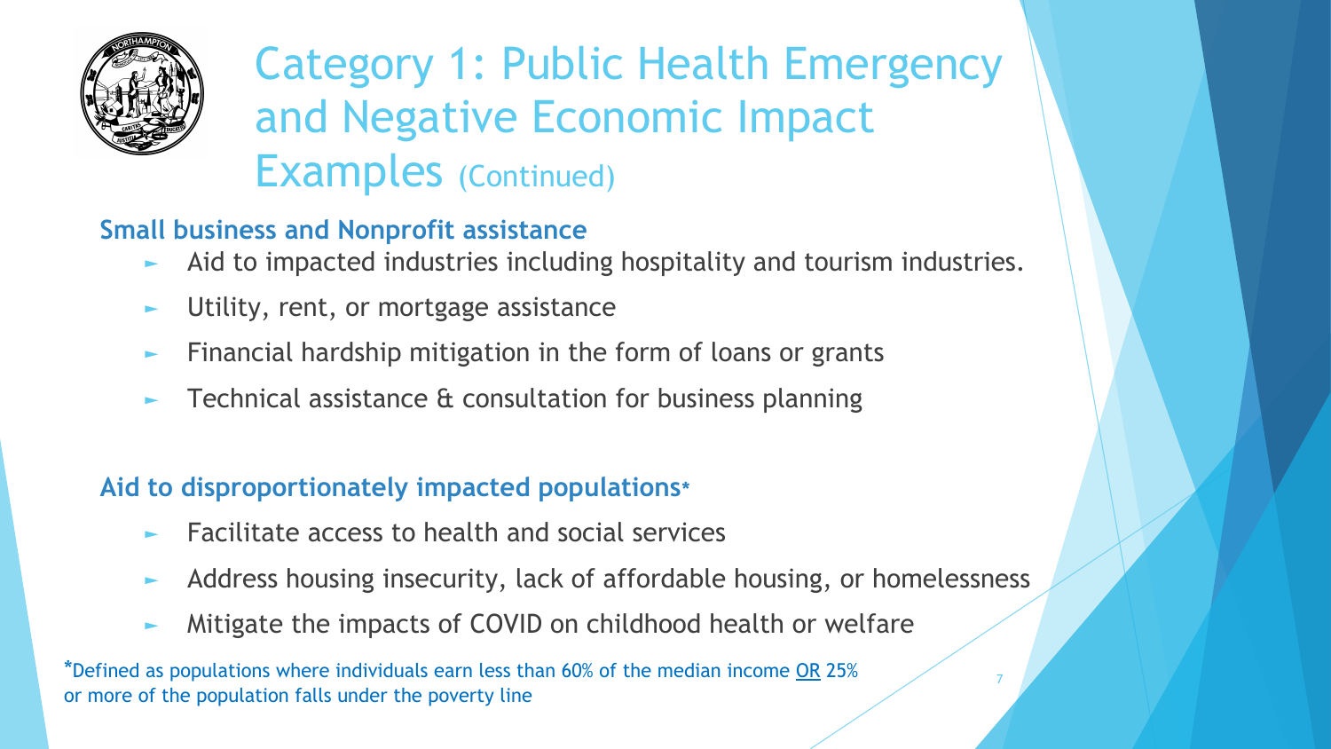# Category 1: Public Health Emergency and Negative Economic Impact Examples (Continued)

**Small business and Nonprofit assistance**

- Aid to impacted industries including hospitality and tourism industries.
- Utility, rent, or mortgage assistance
- Financial hardship mitigation in the form of loans or grants
- Technical assistance & consultation for business planning

**Aid to disproportionately impacted populations***

- Facilitate access to health and social services
- Address housing insecurity, lack of affordable housing, or homelessness
- Mitigate the impacts of COVID on childhood health or welfare

*Defined as populations where individuals earn less than 60% of the median income <u>OR</u> 25% or more of the population falls under the poverty line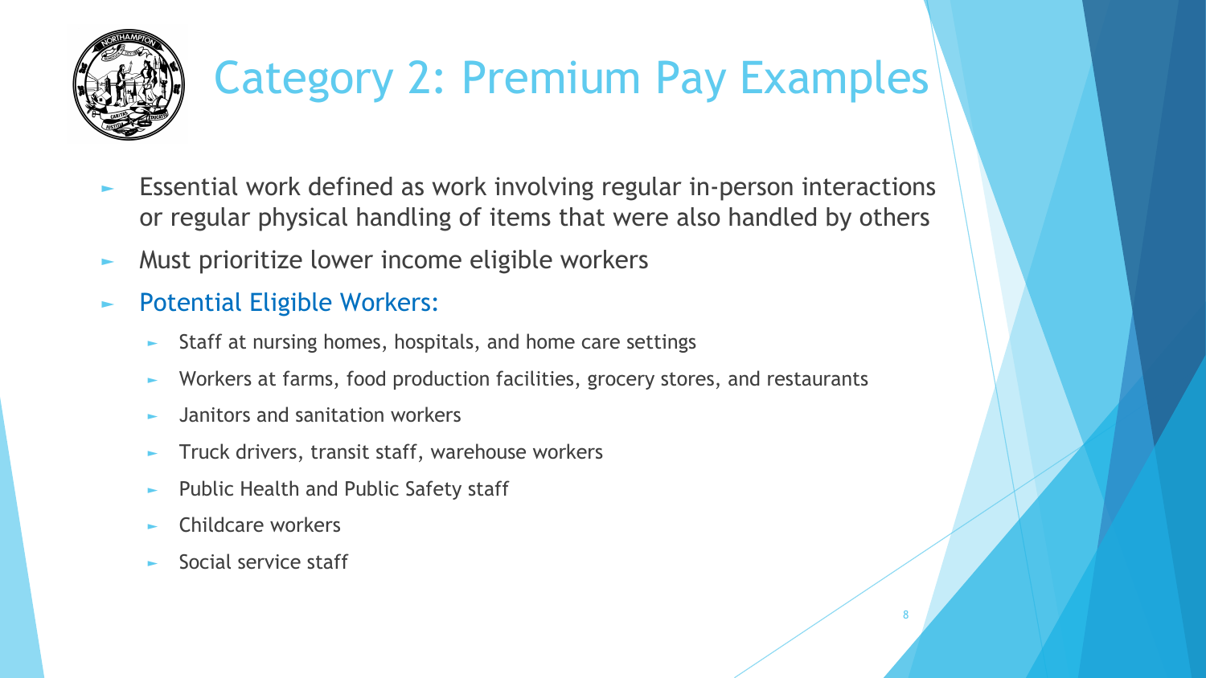# Category 2: Premium Pay Examples

- Essential work defined as work involving regular in-person interactions or regular physical handling of items that were also handled by others
- Must prioritize lower income eligible workers
- Potential Eligible Workers:
  - Staff at nursing homes, hospitals, and home care settings
  - Workers at farms, food production facilities, grocery stores, and restaurants
  - Janitors and sanitation workers
  - Truck drivers, transit staff, warehouse workers
  - Public Health and Public Safety staff
  - Childcare workers
  - Social service staff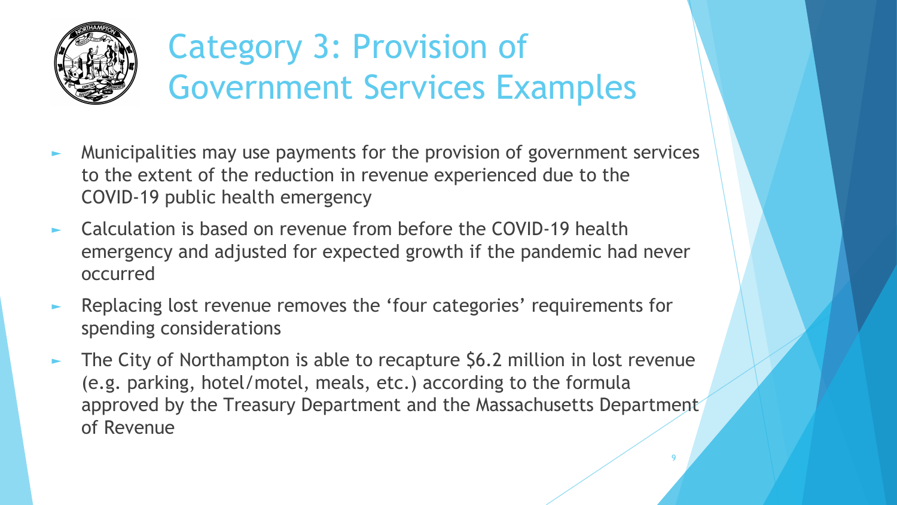# Category 3: Provision of Government Services Examples

- Municipalities may use payments for the provision of government services to the extent of the reduction in revenue experienced due to the COVID-19 public health emergency
- Calculation is based on revenue from before the COVID-19 health emergency and adjusted for expected growth if the pandemic had never occurred
- Replacing lost revenue removes the 'four categories' requirements for spending considerations
- The City of Northampton is able to recapture $6.2 million in lost revenue (e.g. parking, hotel/motel, meals, etc.) according to the formula approved by the Treasury Department and the Massachusetts Department of Revenue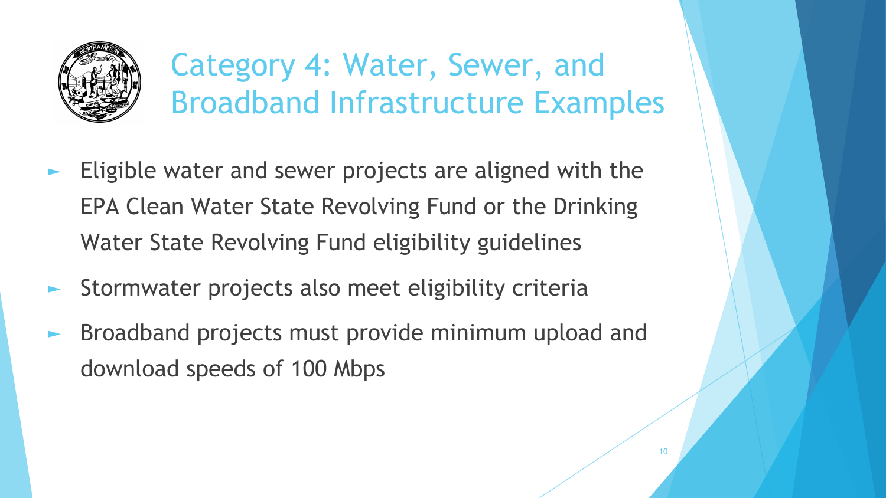# Category 4: Water, Sewer, and Broadband Infrastructure Examples

- Eligible water and sewer projects are aligned with the EPA Clean Water State Revolving Fund or the Drinking Water State Revolving Fund eligibility guidelines
- Stormwater projects also meet eligibility criteria
- Broadband projects must provide minimum upload and download speeds of 100 Mbps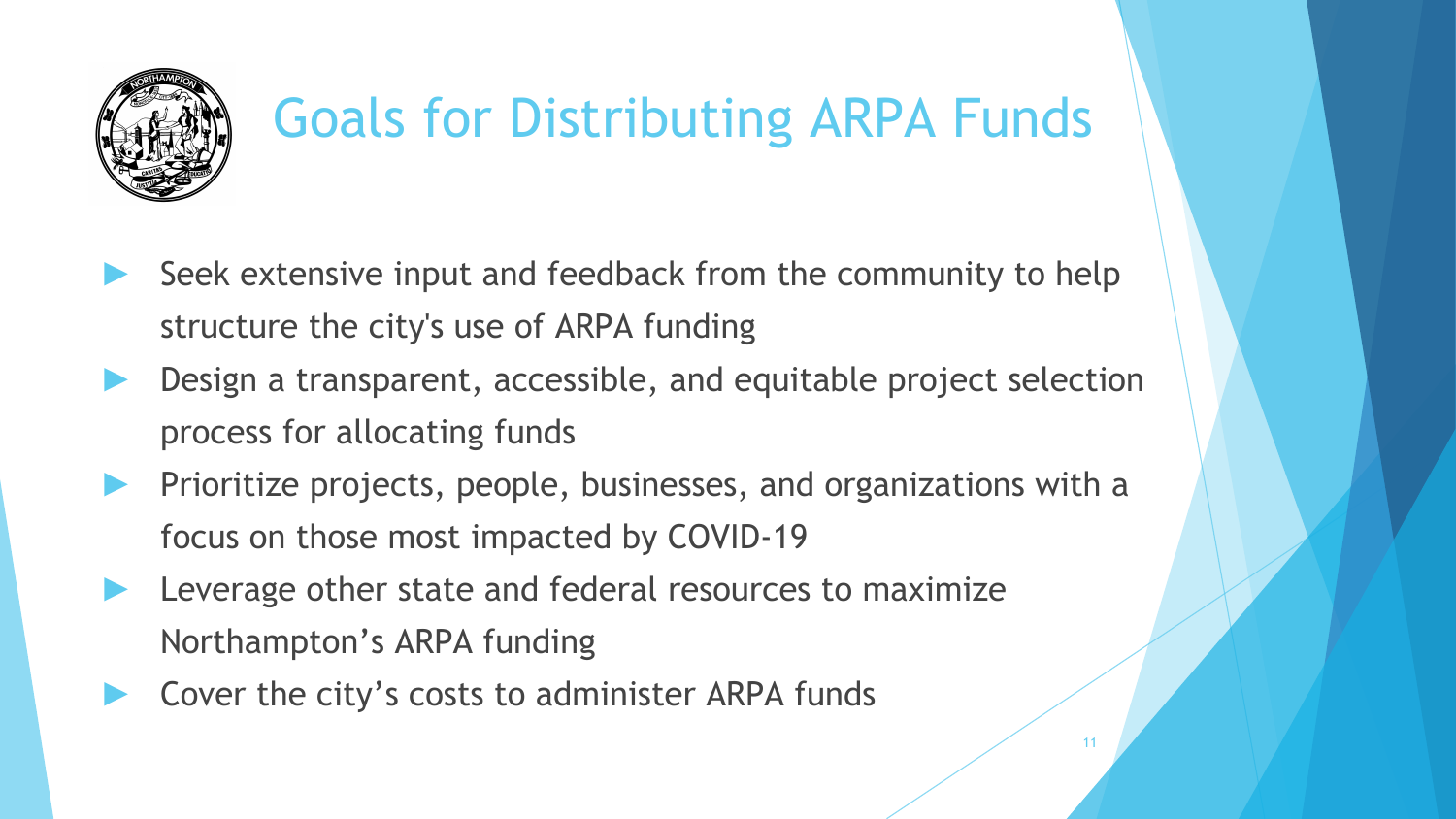# Goals for Distributing ARPA Funds

- Seek extensive input and feedback from the community to help structure the city's use of ARPA funding
- Design a transparent, accessible, and equitable project selection process for allocating funds
- Prioritize projects, people, businesses, and organizations with a focus on those most impacted by COVID-19
- Leverage other state and federal resources to maximize Northampton's ARPA funding
- Cover the city's costs to administer ARPA funds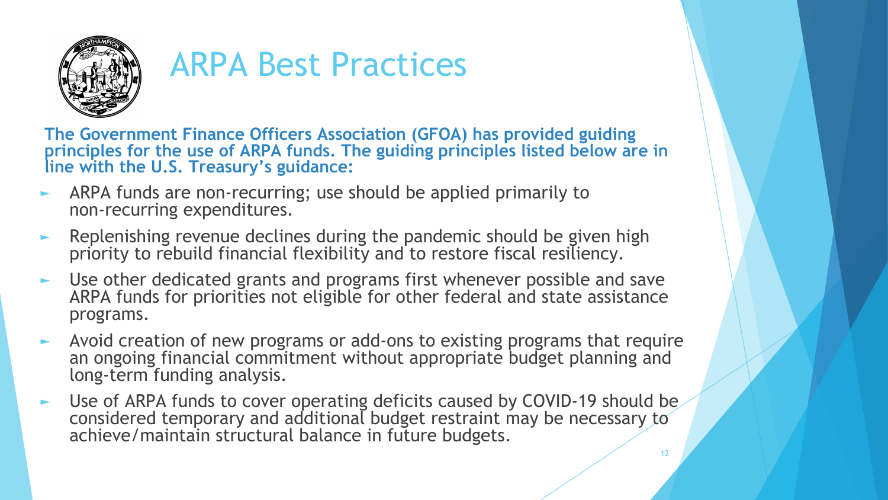# ARPA Best Practices

**The Government Finance Officers Association (GFOA) has provided guiding principles for the use of ARPA funds. The guiding principles listed below are in line with the U.S. Treasury's guidance:**

- ARPA funds are non-recurring; use should be applied primarily to non-recurring expenditures.
- Replenishing revenue declines during the pandemic should be given high priority to rebuild financial flexibility and to restore fiscal resiliency.
- Use other dedicated grants and programs first whenever possible and save ARPA funds for priorities not eligible for other federal and state assistance programs.
- Avoid creation of new programs or add-ons to existing programs that require an ongoing financial commitment without appropriate budget planning and long-term funding analysis.
- Use of ARPA funds to cover operating deficits caused by COVID-19 should be considered temporary and additional budget restraint may be necessary to achieve/maintain structural balance in future budgets.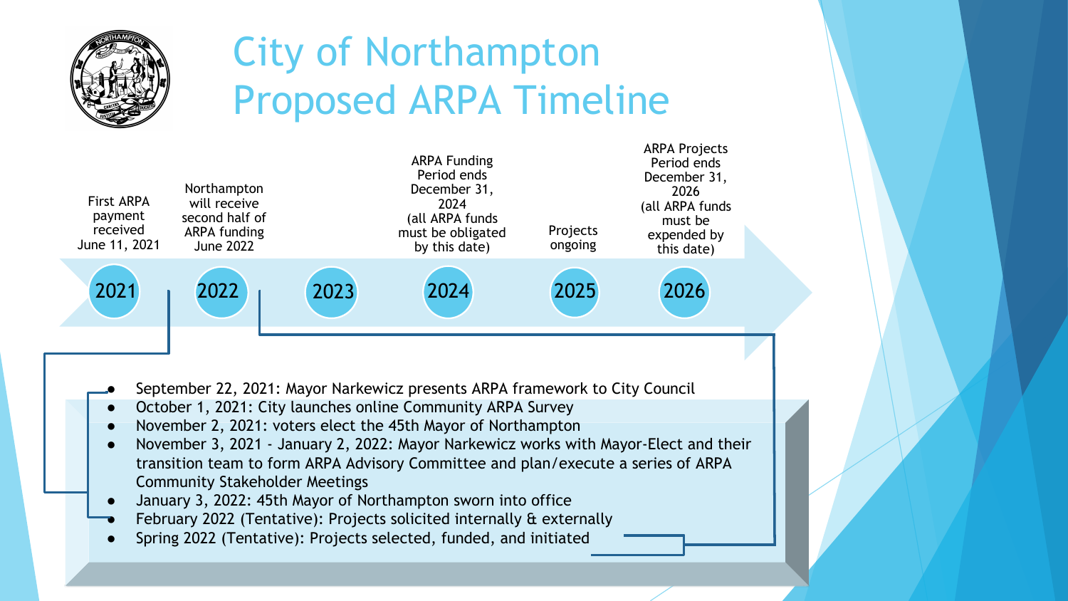# City of Northampton Proposed ARPA Timeline

2021
First ARPA payment received June 11, 2021

2022
Northampton will receive second half of ARPA funding June 2022

2023

2024
ARPA Funding Period ends December 31, 2024 (all ARPA funds must be obligated by this date)

2025
Projects ongoing

2026
ARPA Projects Period ends December 31, 2026 (all ARPA funds must be expended by this date)

- September 22, 2021: Mayor Narkewicz presents ARPA framework to City Council
- October 1, 2021: City launches online Community ARPA Survey
- November 2, 2021: voters elect the 45th Mayor of Northampton
- November 3, 2021 - January 2, 2022: Mayor Narkewicz works with Mayor-Elect and their transition team to form ARPA Advisory Committee and plan/execute a series of ARPA Community Stakeholder Meetings
- January 3, 2022: 45th Mayor of Northampton sworn into office
- February 2022 (Tentative): Projects solicited internally & externally
- Spring 2022 (Tentative): Projects selected, funded, and initiated